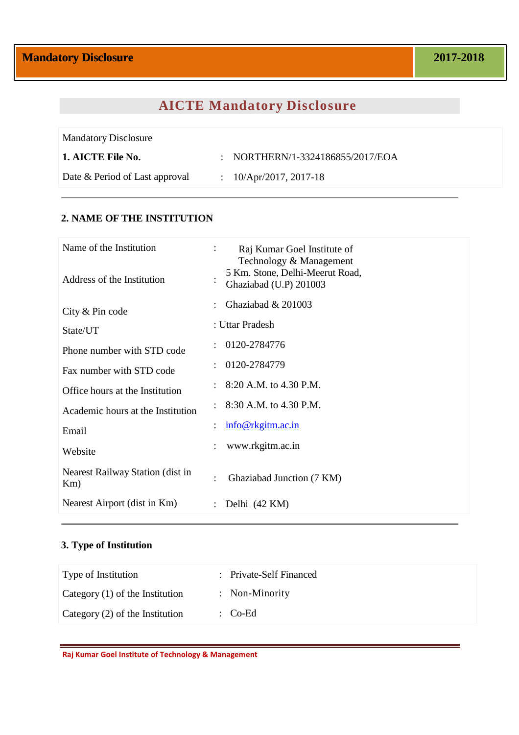# AICTE Mandatory Disclosure

| | | |
|---|---|---|
| Mandatory Disclosure | | |
| **1. AICTE File No.** | : | NORTHERN/1-3324186855/2017/EOA |
| Date & Period of Last approval | : | 10/Apr/2017, 2017-18 |

## 2. NAME OF THE INSTITUTION

| | | |
|---|---|---|
| Name of the Institution | : | Raj Kumar Goel Institute of Technology & Management |
| Address of the Institution | : | 5 Km. Stone, Delhi-Meerut Road, Ghaziabad (U.P) 201003 |
| City & Pin code | : | Ghaziabad & 201003 |
| State/UT | : | Uttar Pradesh |
| Phone number with STD code | : | 0120-2784776 |
| Fax number with STD code | : | 0120-2784779 |
| Office hours at the Institution | : | 8:20 A.M. to 4.30 P.M. |
| Academic hours at the Institution | : | 8:30 A.M. to 4.30 P.M. |
| Email | : | info@rkgitm.ac.in |
| Website | : | www.rkgitm.ac.in |
| Nearest Railway Station (dist in Km) | : | Ghaziabad Junction (7 KM) |
| Nearest Airport (dist in Km) | : | Delhi (42 KM) |

## 3. Type of Institution

| | | |
|---|---|---|
| Type of Institution | : | Private-Self Financed |
| Category (1) of the Institution | : | Non-Minority |
| Category (2) of the Institution | : | Co-Ed |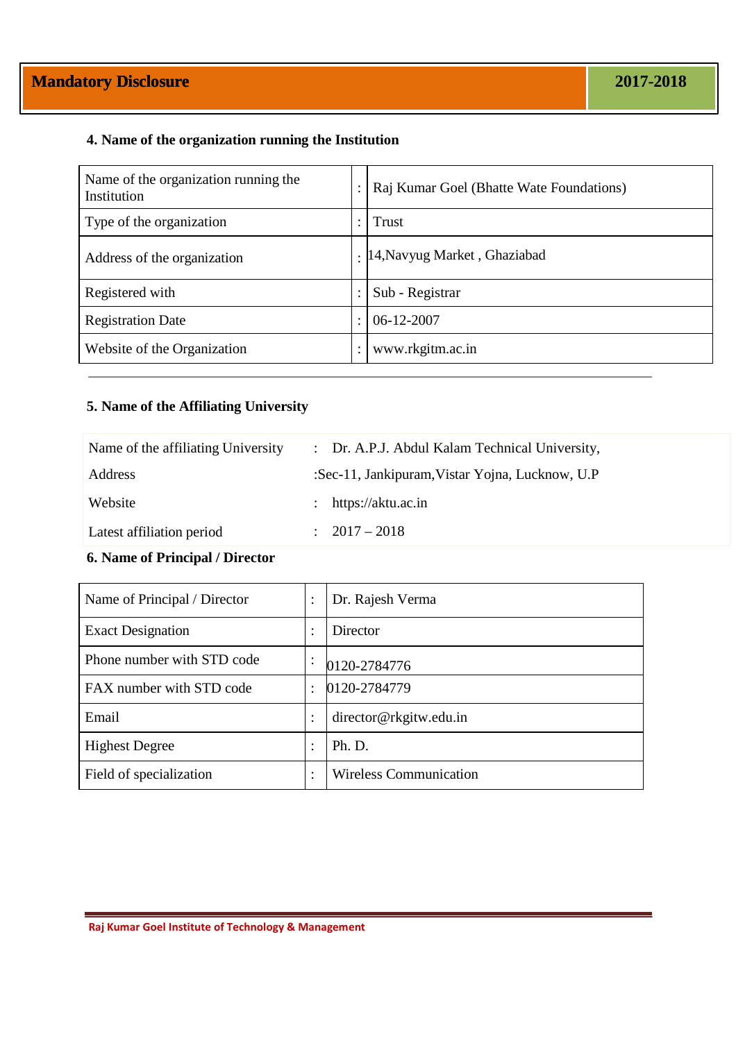# Mandatory Disclosure 2017-2018

### 4. Name of the organization running the Institution

| | | |
|---|---|---|
| Name of the organization running the Institution | : | Raj Kumar Goel (Bhatte Wate Foundations) |
| Type of the organization | : | Trust |
| Address of the organization | : | 14,Navyug Market , Ghaziabad |
| Registered with | : | Sub - Registrar |
| Registration Date | : | 06-12-2007 |
| Website of the Organization | : | www.rkgitm.ac.in |

---

### 5. Name of the Affiliating University

| | | |
|---|---|---|
| Name of the affiliating University | : | Dr. A.P.J. Abdul Kalam Technical University, |
| Address | : | Sec-11, Jankipuram,Vistar Yojna, Lucknow, U.P |
| Website | : | https://aktu.ac.in |
| Latest affiliation period | : | 2017 – 2018 |

### 6. Name of Principal / Director

| | | |
|---|---|---|
| Name of Principal / Director | : | Dr. Rajesh Verma |
| Exact Designation | : | Director |
| Phone number with STD code | : | 0120-2784776 |
| FAX number with STD code | : | 0120-2784779 |
| Email | : | director@rkgitw.edu.in |
| Highest Degree | : | Ph. D. |
| Field of specialization | : | Wireless Communication |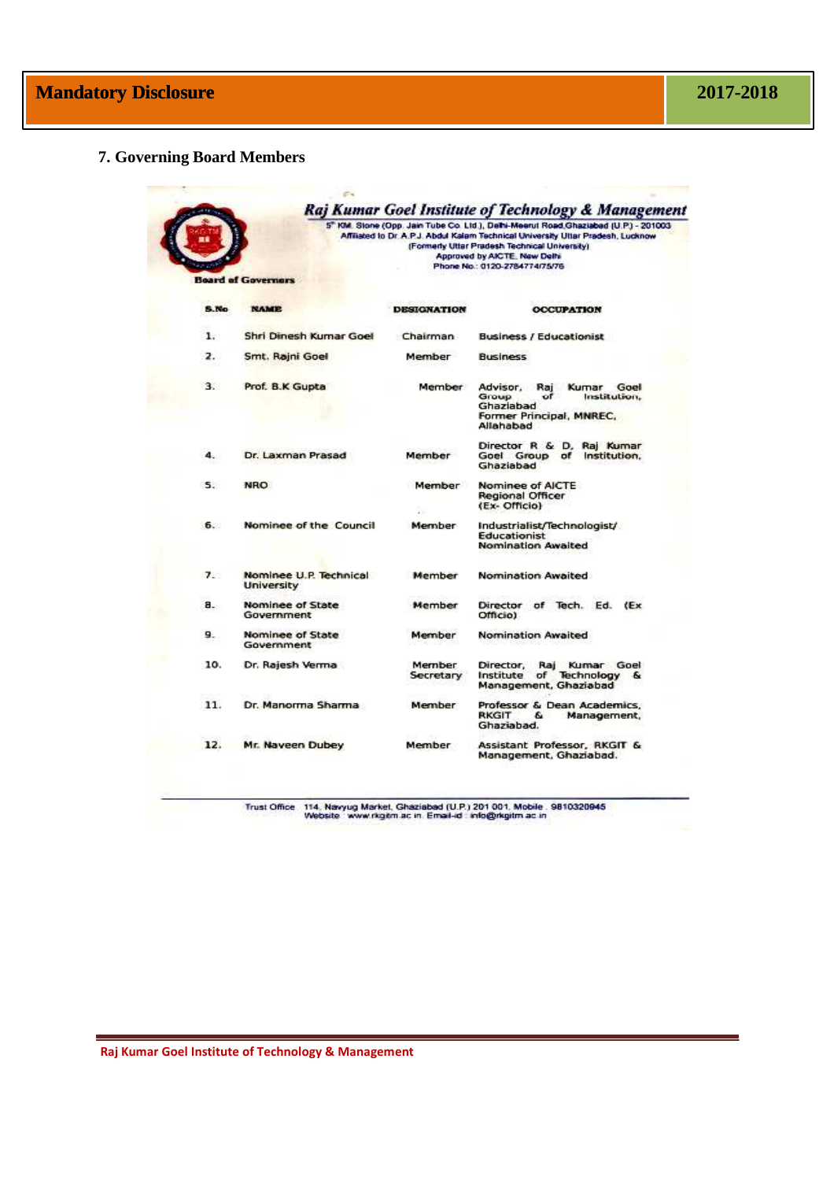## 7. Governing Board Members

**Raj Kumar Goel Institute of Technology & Management**

5th KM. Stone (Opp. Jain Tube Co. Ltd.), Delhi-Meerut Road,Ghaziabad (U.P.) - 201003
Affiliated to Dr. A.P.J. Abdul Kalam Technical University Uttar Pradesh, Lucknow
(Formerly Uttar Pradesh Technical University)
Approved by AICTE, New Delhi
Phone No.: 0120-2784774/75/76

**Board of Governors**

| S.No | NAME | DESIGNATION | OCCUPATION |
|---|---|---|---|
| 1. | Shri Dinesh Kumar Goel | Chairman | Business / Educationist |
| 2. | Smt. Rajni Goel | Member | Business |
| 3. | Prof. B.K Gupta | Member | Advisor, Raj Kumar Goel Group of Institution, Ghaziabad Former Principal, MNREC, Allahabad |
| 4. | Dr. Laxman Prasad | Member | Director R & D, Raj Kumar Goel Group of Institution, Ghaziabad |
| 5. | NRO | Member | Nominee of AICTE Regional Officer (Ex- Officio) |
| 6. | Nominee of the Council | Member | Industrialist/Technologist/ Educationist Nomination Awaited |
| 7. | Nominee U.P. Technical University | Member | Nomination Awaited |
| 8. | Nominee of State Government | Member | Director of Tech. Ed. (Ex Officio) |
| 9. | Nominee of State Government | Member | Nomination Awaited |
| 10. | Dr. Rajesh Verma | Member Secretary | Director, Raj Kumar Goel Institute of Technology & Management, Ghaziabad |
| 11. | Dr. Manorma Sharma | Member | Professor & Dean Academics, RKGIT & Management, Ghaziabad. |
| 12. | Mr. Naveen Dubey | Member | Assistant Professor, RKGIT & Management, Ghaziabad. |

Trust Office 114, Navyug Market, Ghaziabad (U.P.) 201 001. Mobile . 9810320945
Website www.rkgitm.ac.in Email-id : info@rkgitm.ac.in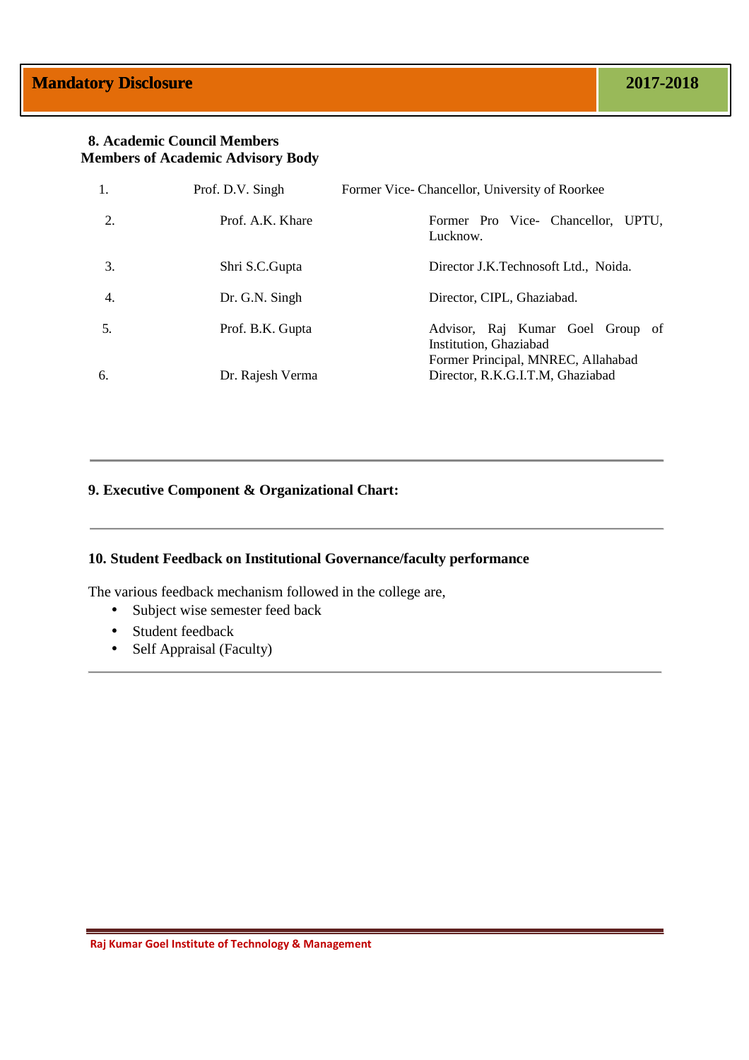## 8. Academic Council Members

### Members of Academic Advisory Body

| | | |
|---|---|---|
| 1. | Prof. D.V. Singh | Former Vice- Chancellor, University of Roorkee |
| 2. | Prof. A.K. Khare | Former Pro Vice- Chancellor, UPTU, Lucknow. |
| 3. | Shri S.C.Gupta | Director J.K.Technosoft Ltd., Noida. |
| 4. | Dr. G.N. Singh | Director, CIPL, Ghaziabad. |
| 5. | Prof. B.K. Gupta | Advisor, Raj Kumar Goel Group of Institution, Ghaziabad<br>Former Principal, MNREC, Allahabad |
| 6. | Dr. Rajesh Verma | Director, R.K.G.I.T.M, Ghaziabad |

---

## 9. Executive Component & Organizational Chart:

---

## 10. Student Feedback on Institutional Governance/faculty performance

The various feedback mechanism followed in the college are,

- Subject wise semester feed back
- Student feedback
- Self Appraisal (Faculty)

---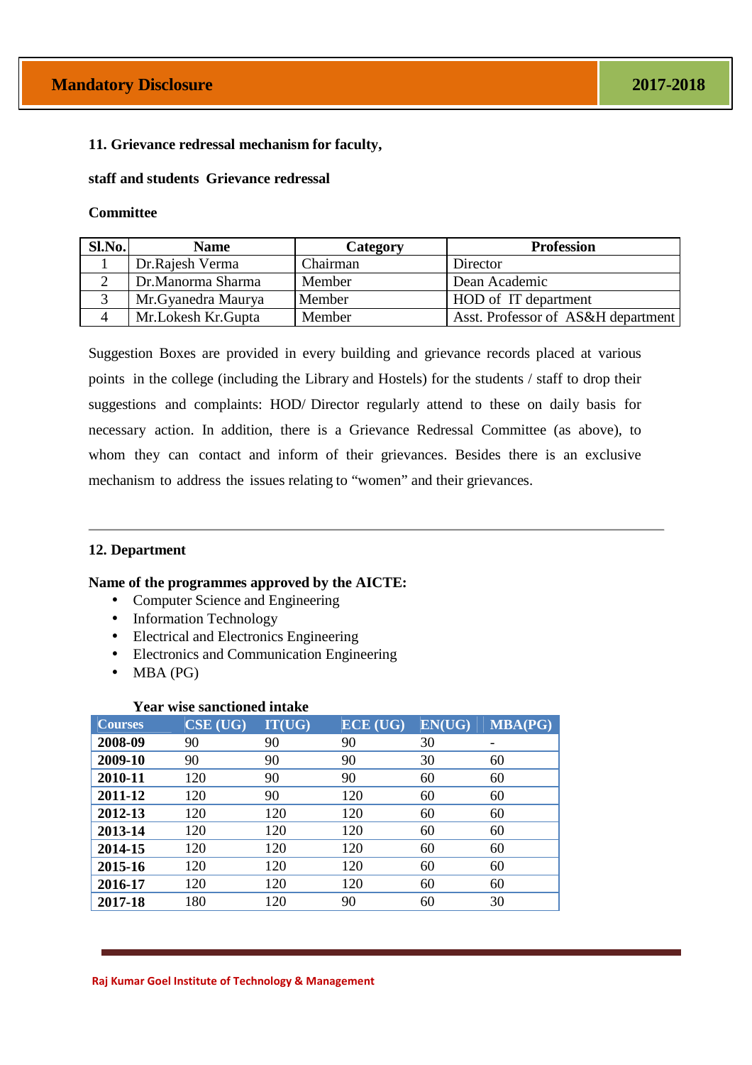**11. Grievance redressal mechanism for faculty,**

**staff and students Grievance redressal**

**Committee**

| Sl.No. | Name | Category | Profession |
|---|---|---|---|
| 1 | Dr.Rajesh Verma | Chairman | Director |
| 2 | Dr.Manorma Sharma | Member | Dean Academic |
| 3 | Mr.Gyanedra Maurya | Member | HOD of IT department |
| 4 | Mr.Lokesh Kr.Gupta | Member | Asst. Professor of AS&H department |

Suggestion Boxes are provided in every building and grievance records placed at various points in the college (including the Library and Hostels) for the students / staff to drop their suggestions and complaints: HOD/ Director regularly attend to these on daily basis for necessary action. In addition, there is a Grievance Redressal Committee (as above), to whom they can contact and inform of their grievances. Besides there is an exclusive mechanism to address the issues relating to "women" and their grievances.

---

**12. Department**

**Name of the programmes approved by the AICTE:**

- Computer Science and Engineering
- Information Technology
- Electrical and Electronics Engineering
- Electronics and Communication Engineering
- MBA (PG)

**Year wise sanctioned intake**

| Courses | CSE (UG) | IT(UG) | ECE (UG) | EN(UG) | MBA(PG) |
|---|---|---|---|---|---|
| **2008-09** | 90 | 90 | 90 | 30 | - |
| **2009-10** | 90 | 90 | 90 | 30 | 60 |
| **2010-11** | 120 | 90 | 90 | 60 | 60 |
| **2011-12** | 120 | 90 | 120 | 60 | 60 |
| **2012-13** | 120 | 120 | 120 | 60 | 60 |
| **2013-14** | 120 | 120 | 120 | 60 | 60 |
| **2014-15** | 120 | 120 | 120 | 60 | 60 |
| **2015-16** | 120 | 120 | 120 | 60 | 60 |
| **2016-17** | 120 | 120 | 120 | 60 | 60 |
| **2017-18** | 180 | 120 | 90 | 60 | 30 |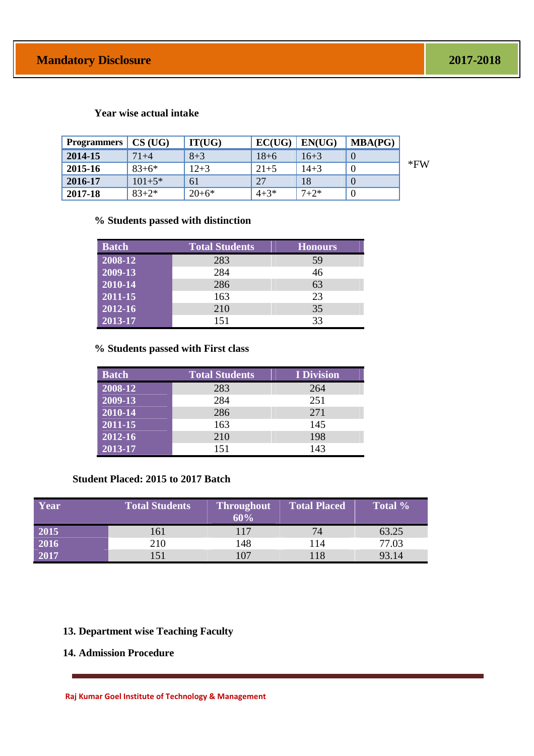**Year wise actual intake**

| Programmers | CS (UG) | IT(UG) | EC(UG) | EN(UG) | MBA(PG) |
|---|---|---|---|---|---|
| 2014-15 | 71+4 | 8+3 | 18+6 | 16+3 | 0 |
| 2015-16 | 83+6* | 12+3 | 21+5 | 14+3 | 0 |
| 2016-17 | 101+5* | 61 | 27 | 18 | 0 |
| 2017-18 | 83+2* | 20+6* | 4+3* | 7+2* | 0 |

*FW

**% Students passed with distinction**

| Batch | Total Students | Honours |
|---|---|---|
| 2008-12 | 283 | 59 |
| 2009-13 | 284 | 46 |
| 2010-14 | 286 | 63 |
| 2011-15 | 163 | 23 |
| 2012-16 | 210 | 35 |
| 2013-17 | 151 | 33 |

**% Students passed with First class**

| Batch | Total Students | I Division |
|---|---|---|
| 2008-12 | 283 | 264 |
| 2009-13 | 284 | 251 |
| 2010-14 | 286 | 271 |
| 2011-15 | 163 | 145 |
| 2012-16 | 210 | 198 |
| 2013-17 | 151 | 143 |

**Student Placed: 2015 to 2017 Batch**

| Year | Total Students | Throughout 60% | Total Placed | Total % |
|---|---|---|---|---|
| 2015 | 161 | 117 | 74 | 63.25 |
| 2016 | 210 | 148 | 114 | 77.03 |
| 2017 | 151 | 107 | 118 | 93.14 |

**13. Department wise Teaching Faculty**

**14. Admission Procedure**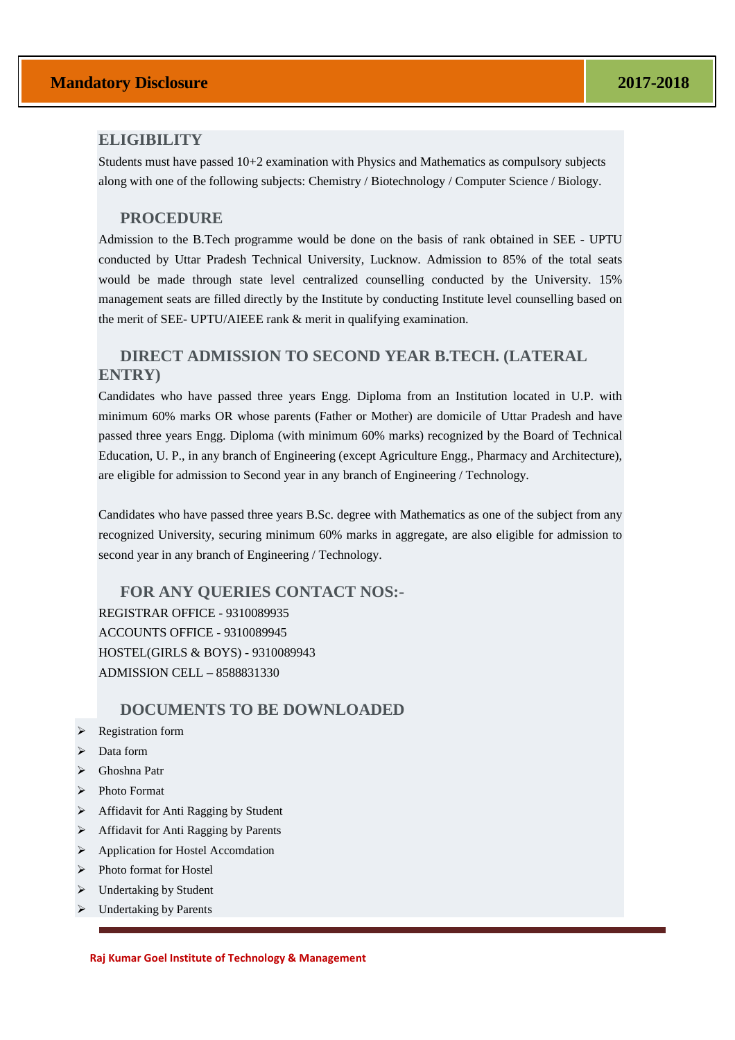## ELIGIBILITY

Students must have passed 10+2 examination with Physics and Mathematics as compulsory subjects along with one of the following subjects: Chemistry / Biotechnology / Computer Science / Biology.

## PROCEDURE

Admission to the B.Tech programme would be done on the basis of rank obtained in SEE - UPTU conducted by Uttar Pradesh Technical University, Lucknow. Admission to 85% of the total seats would be made through state level centralized counselling conducted by the University. 15% management seats are filled directly by the Institute by conducting Institute level counselling based on the merit of SEE- UPTU/AIEEE rank & merit in qualifying examination.

## DIRECT ADMISSION TO SECOND YEAR B.TECH. (LATERAL ENTRY)

Candidates who have passed three years Engg. Diploma from an Institution located in U.P. with minimum 60% marks OR whose parents (Father or Mother) are domicile of Uttar Pradesh and have passed three years Engg. Diploma (with minimum 60% marks) recognized by the Board of Technical Education, U. P., in any branch of Engineering (except Agriculture Engg., Pharmacy and Architecture), are eligible for admission to Second year in any branch of Engineering / Technology.

Candidates who have passed three years B.Sc. degree with Mathematics as one of the subject from any recognized University, securing minimum 60% marks in aggregate, are also eligible for admission to second year in any branch of Engineering / Technology.

## FOR ANY QUERIES CONTACT NOS:-

REGISTRAR OFFICE - 9310089935
ACCOUNTS OFFICE - 9310089945
HOSTEL(GIRLS & BOYS) - 9310089943
ADMISSION CELL – 8588831330

## DOCUMENTS TO BE DOWNLOADED

- Registration form
- Data form
- Ghoshna Patr
- Photo Format
- Affidavit for Anti Ragging by Student
- Affidavit for Anti Ragging by Parents
- Application for Hostel Accomdation
- Photo format for Hostel
- Undertaking by Student
- Undertaking by Parents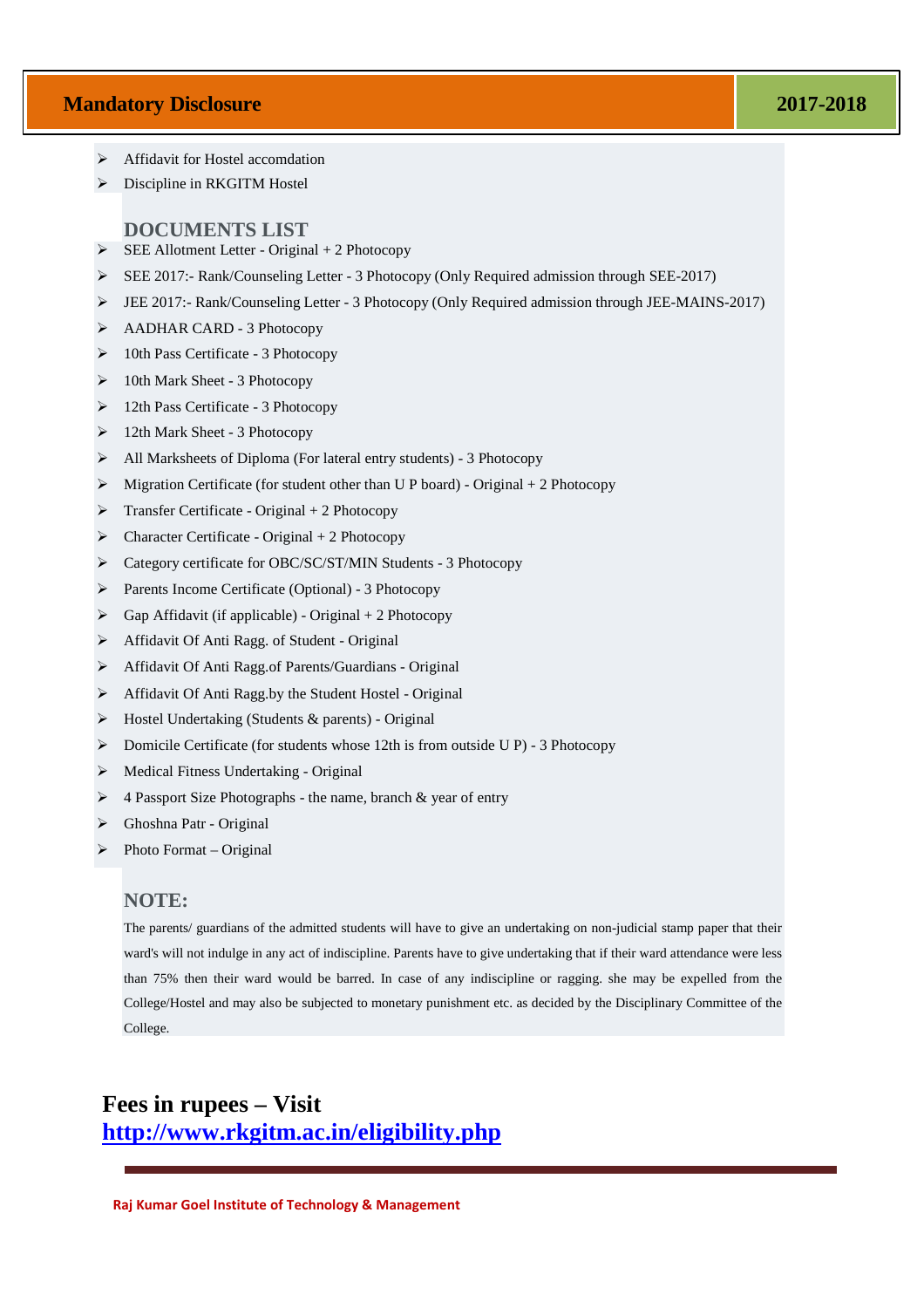- Affidavit for Hostel accomdation
- Discipline in RKGITM Hostel

## DOCUMENTS LIST

- SEE Allotment Letter - Original + 2 Photocopy
- SEE 2017:- Rank/Counseling Letter - 3 Photocopy (Only Required admission through SEE-2017)
- JEE 2017:- Rank/Counseling Letter - 3 Photocopy (Only Required admission through JEE-MAINS-2017)
- AADHAR CARD - 3 Photocopy
- 10th Pass Certificate - 3 Photocopy
- 10th Mark Sheet - 3 Photocopy
- 12th Pass Certificate - 3 Photocopy
- 12th Mark Sheet - 3 Photocopy
- All Marksheets of Diploma (For lateral entry students) - 3 Photocopy
- Migration Certificate (for student other than U P board) - Original + 2 Photocopy
- Transfer Certificate - Original + 2 Photocopy
- Character Certificate - Original + 2 Photocopy
- Category certificate for OBC/SC/ST/MIN Students - 3 Photocopy
- Parents Income Certificate (Optional) - 3 Photocopy
- Gap Affidavit (if applicable) - Original + 2 Photocopy
- Affidavit Of Anti Ragg. of Student - Original
- Affidavit Of Anti Ragg.of Parents/Guardians - Original
- Affidavit Of Anti Ragg.by the Student Hostel - Original
- Hostel Undertaking (Students & parents) - Original
- Domicile Certificate (for students whose 12th is from outside U P) - 3 Photocopy
- Medical Fitness Undertaking - Original
- 4 Passport Size Photographs - the name, branch & year of entry
- Ghoshna Patr - Original
- Photo Format – Original

## NOTE:

The parents/ guardians of the admitted students will have to give an undertaking on non-judicial stamp paper that their ward's will not indulge in any act of indiscipline. Parents have to give undertaking that if their ward attendance were less than 75% then their ward would be barred. In case of any indiscipline or ragging. she may be expelled from the College/Hostel and may also be subjected to monetary punishment etc. as decided by the Disciplinary Committee of the College.

## Fees in rupees – Visit

**http://www.rkgitm.ac.in/eligibility.php**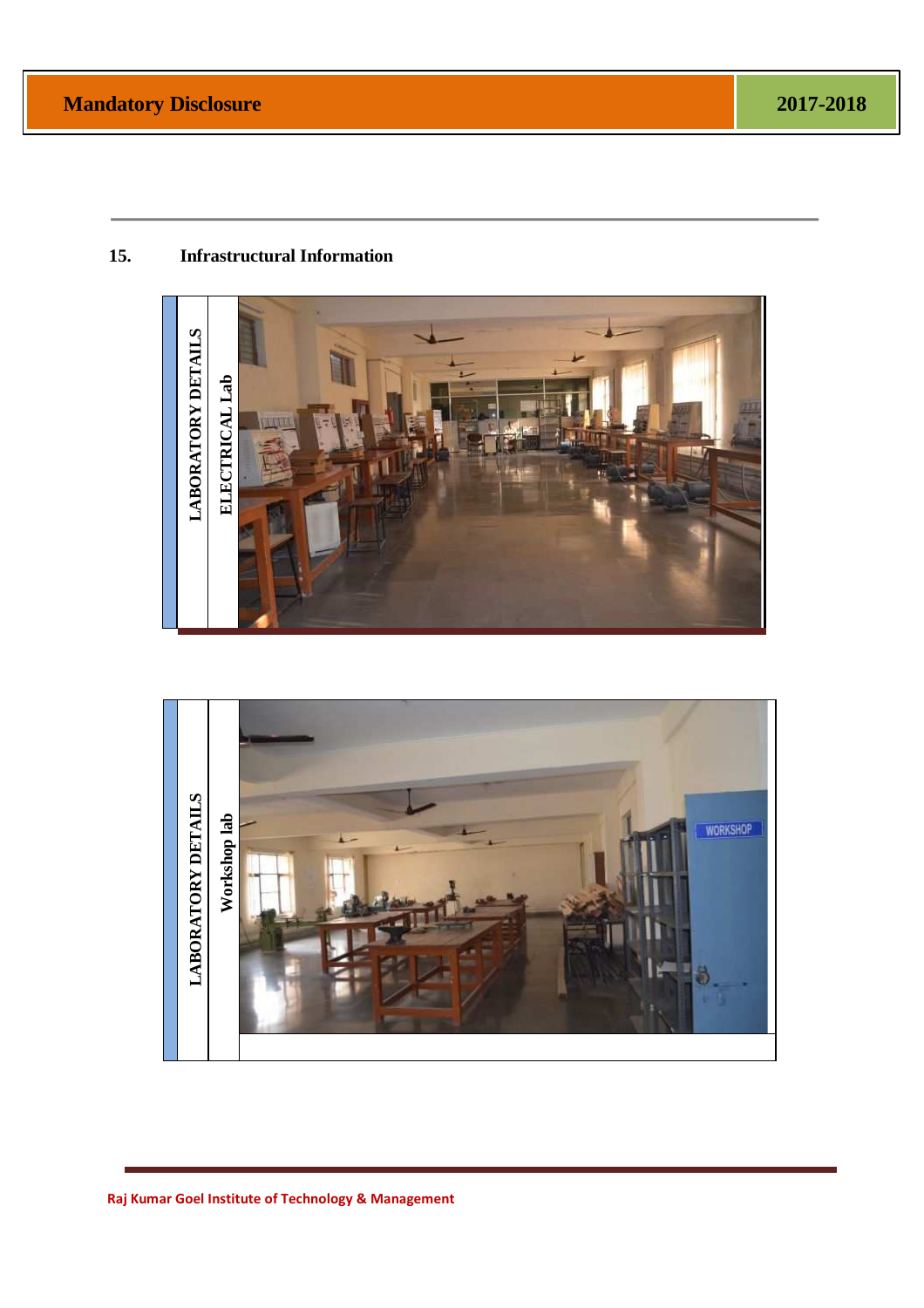## 15. Infrastructural Information

LABORATORY DETAILS

ELECTRICAL Lab

LABORATORY DETAILS

Workshop lab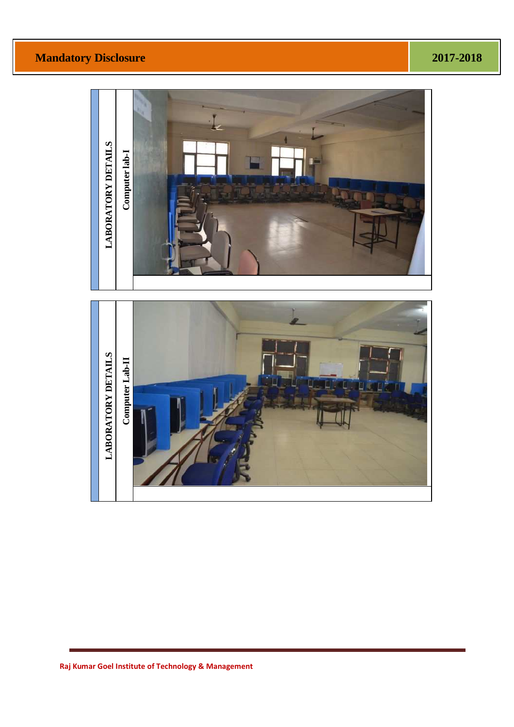| LABORATORY DETAILS | Computer lab-I | |
|---|---|---|

| LABORATORY DETAILS | Computer Lab-II | |
|---|---|---|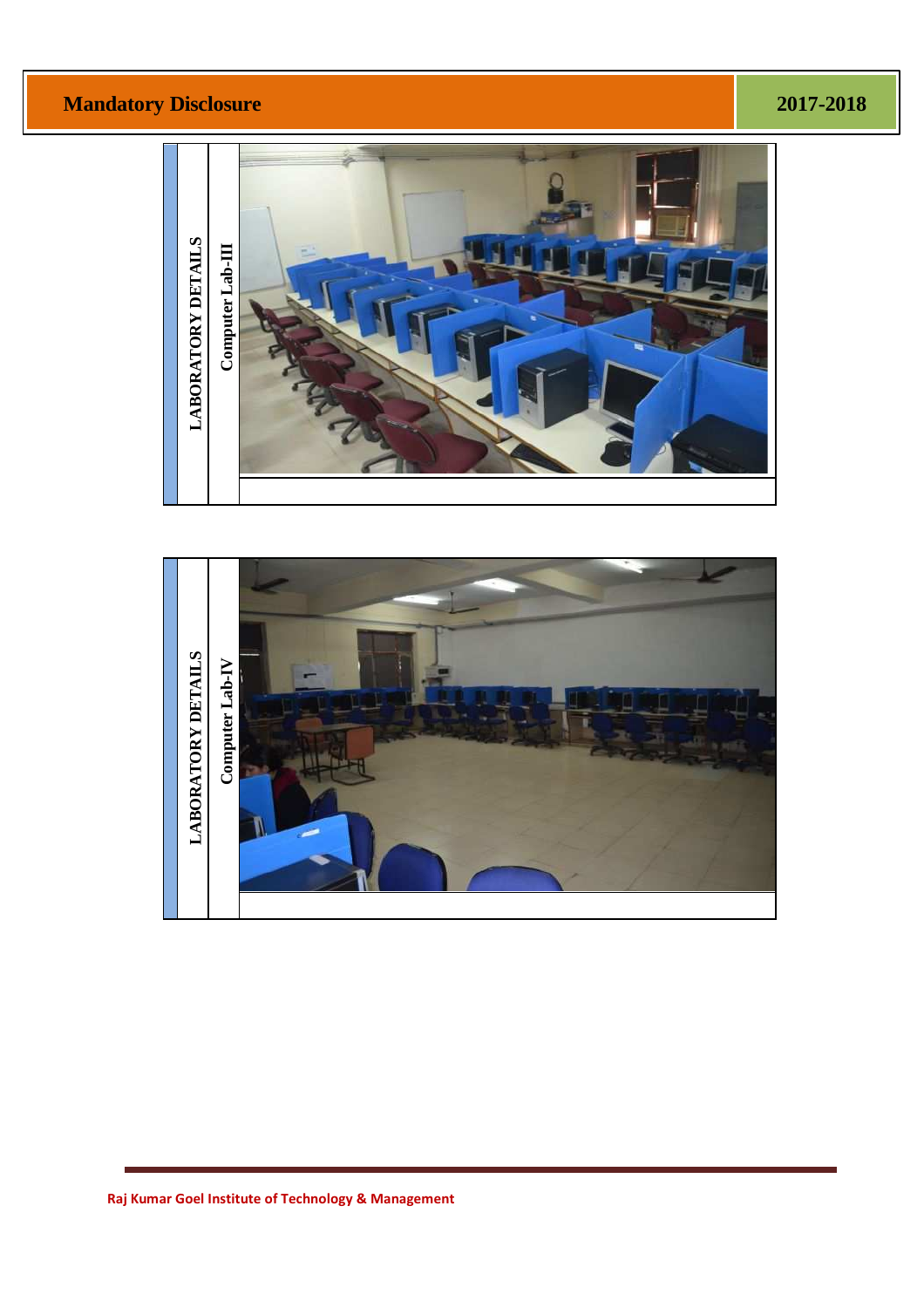| LABORATORY DETAILS | Computer Lab-III |
| --- | --- |

| LABORATORY DETAILS | Computer Lab-IV |
| --- | --- |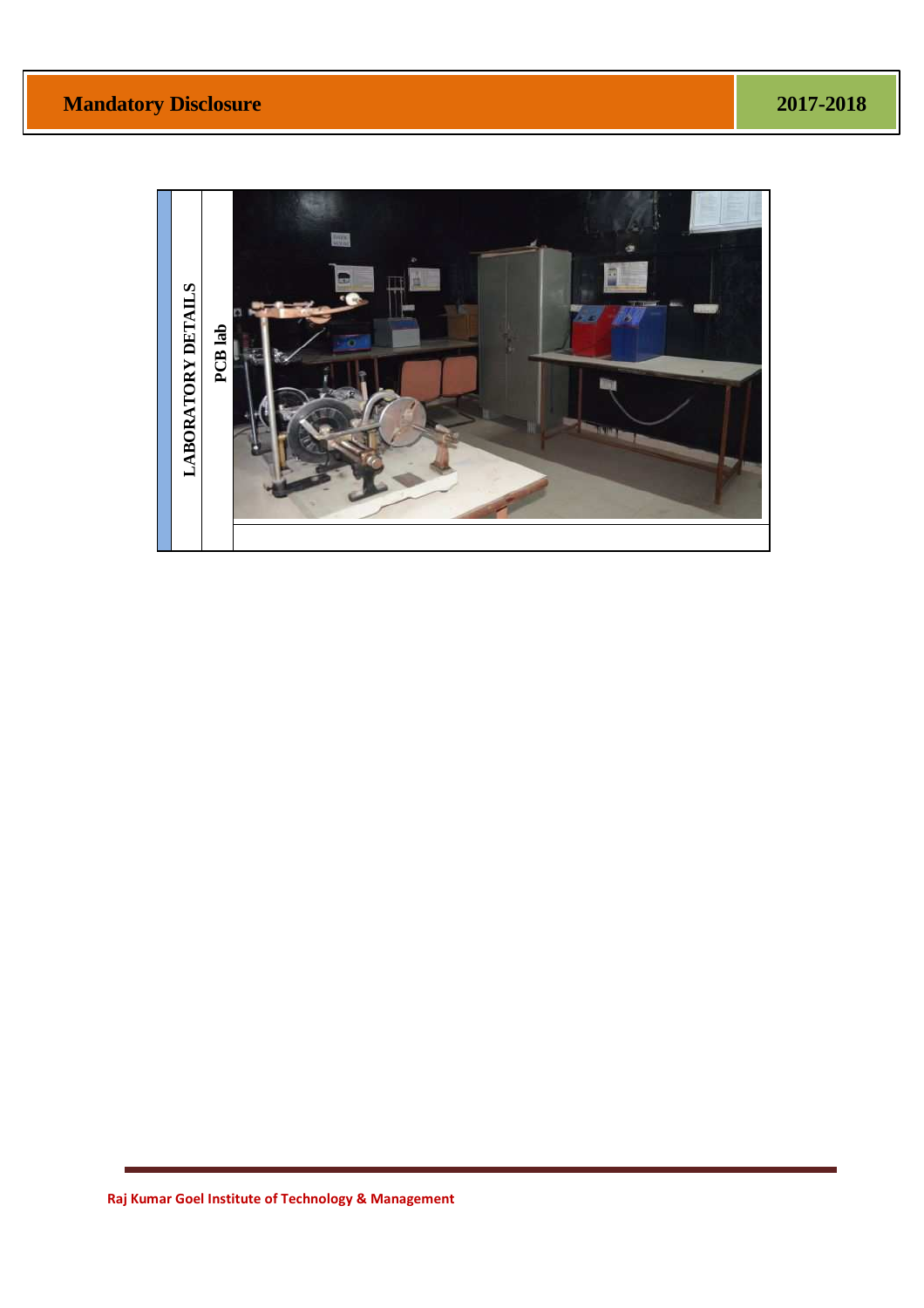| LABORATORY DETAILS | PCB lab | |
|---|---|---|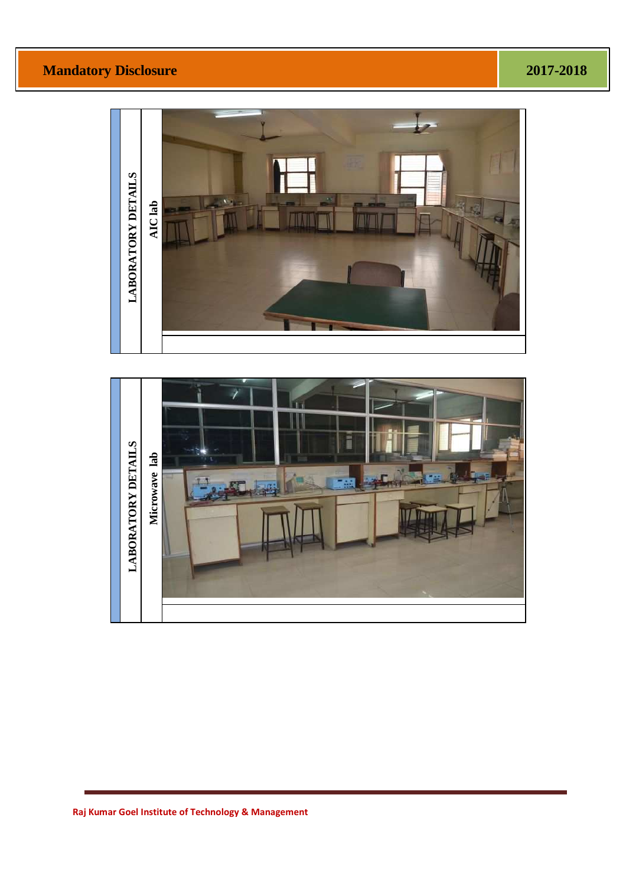| LABORATORY DETAILS | AIC lab | |
|---|---|---|

| LABORATORY DETAILS | Microwave lab | |
|---|---|---|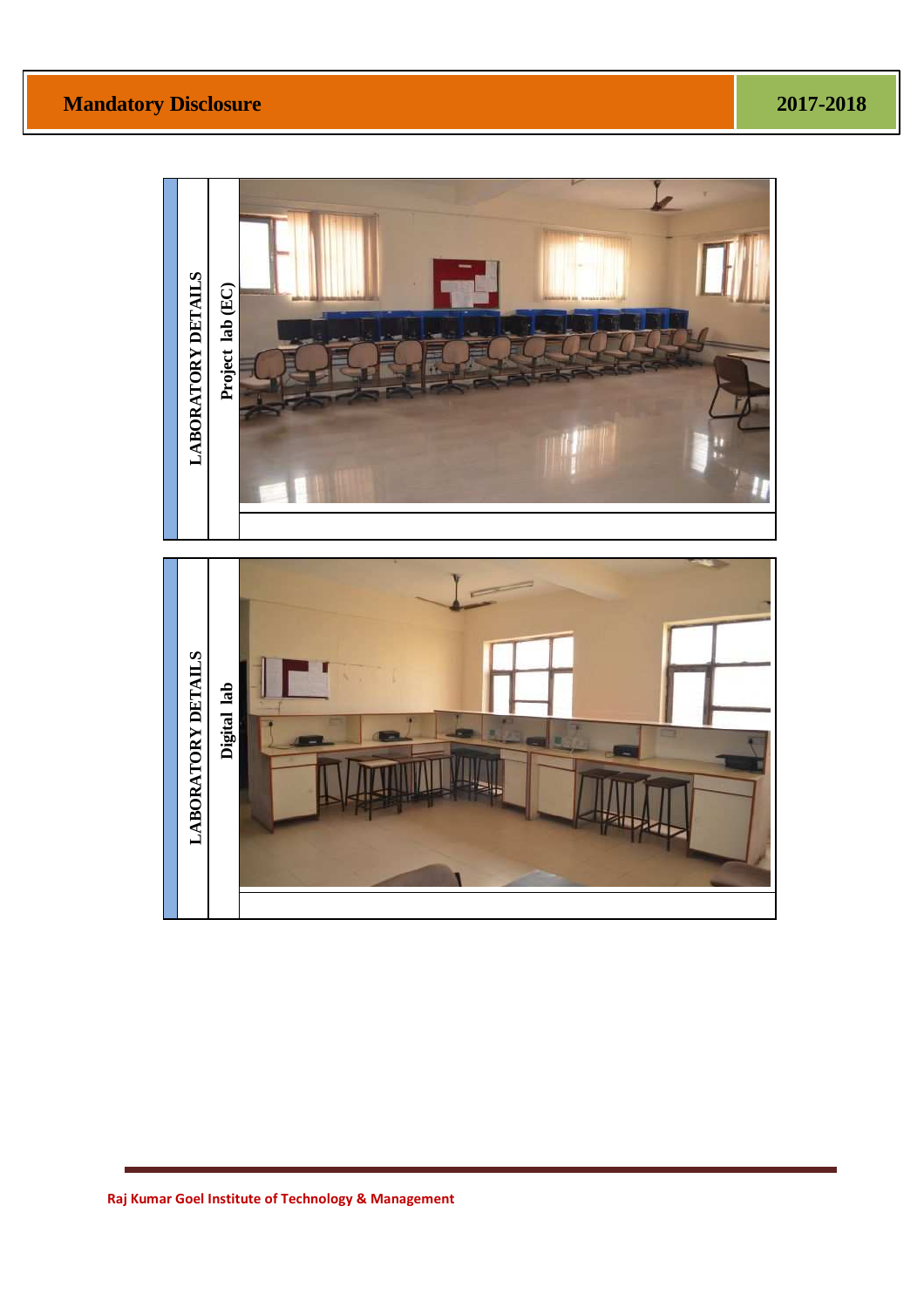| | | |
|---|---|---|
| LABORATORY DETAILS | Project lab (EC) | |

| | | |
|---|---|---|
| LABORATORY DETAILS | Digital lab | |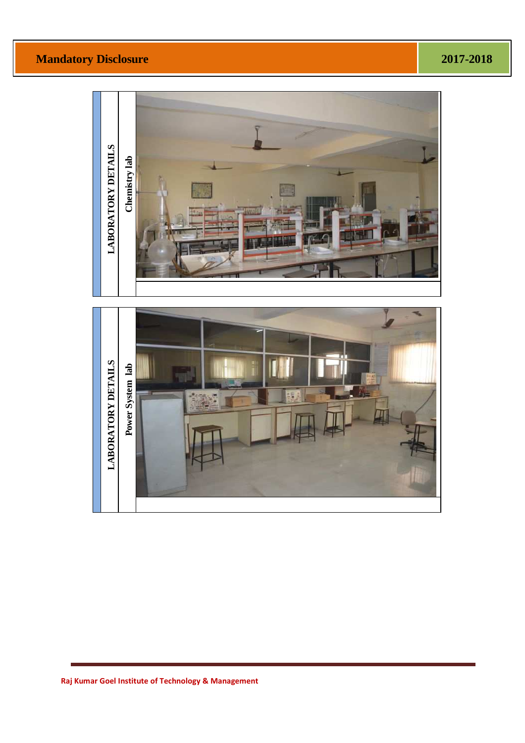| LABORATORY DETAILS | Chemistry lab | |
|---|---|---|

| LABORATORY DETAILS | Power System lab | |
|---|---|---|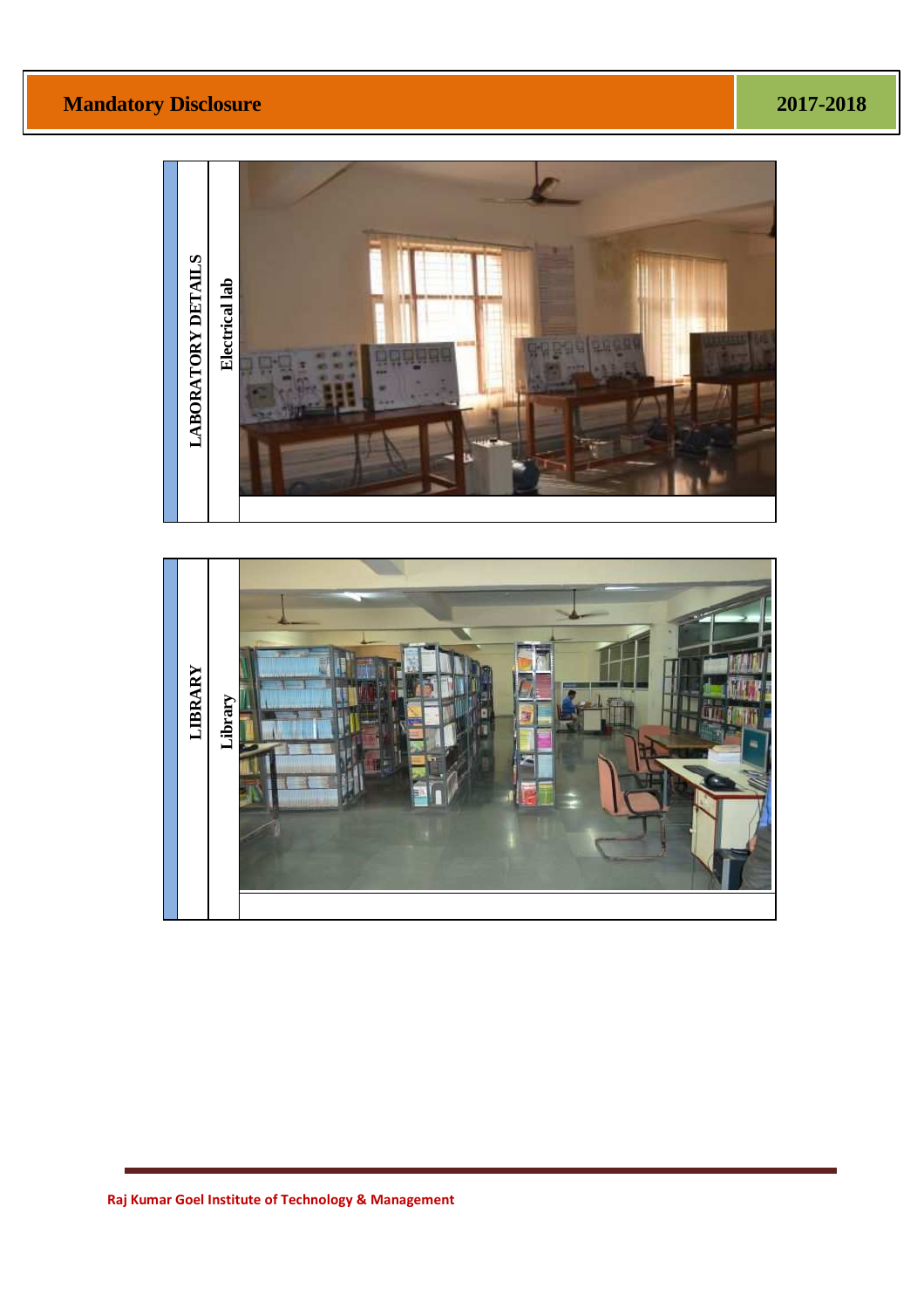| LABORATORY DETAILS | Electrical lab | |
|---|---|---|

| LIBRARY | Library | |
|---|---|---|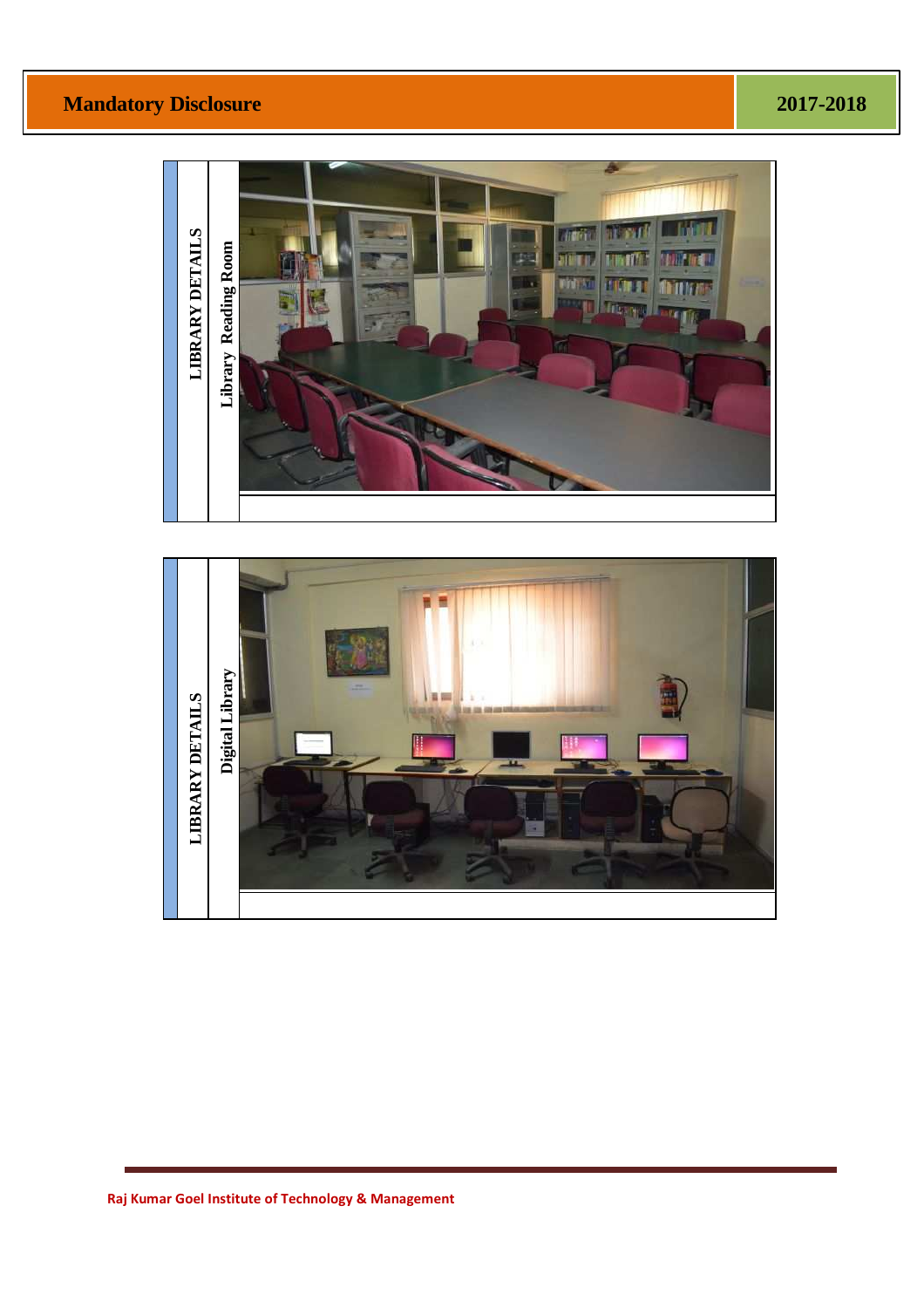| | | |
|---|---|---|
| LIBRARY DETAILS | Library Reading Room | |

| | | |
|---|---|---|
| LIBRARY DETAILS | Digital Library | |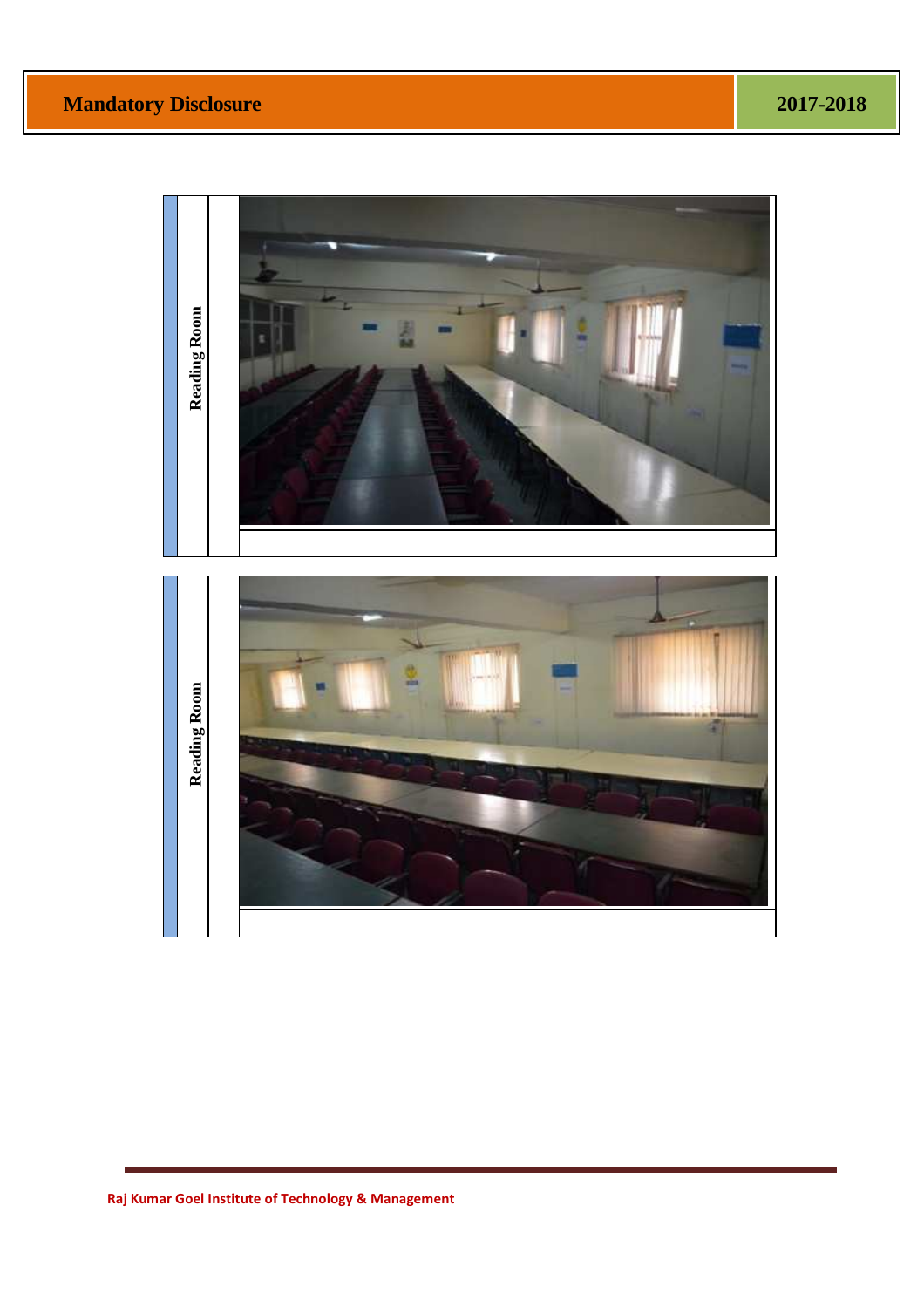Reading Room

Reading Room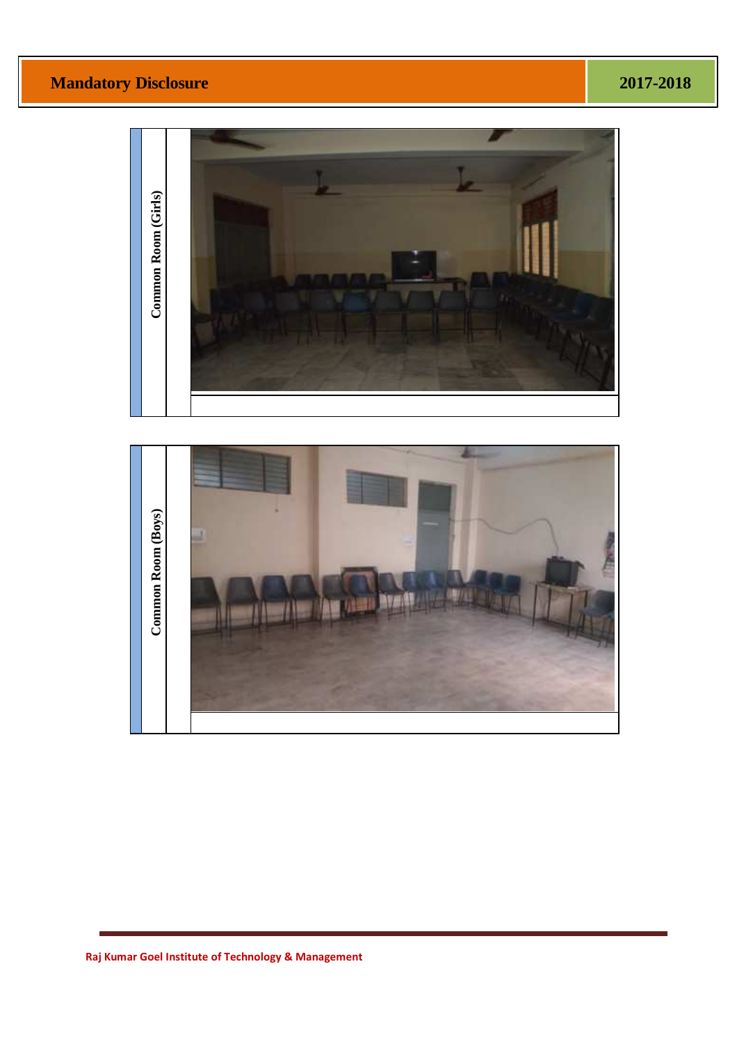| Common Room (Girls) | |
|---|---|

| Common Room (Boys) | |
|---|---|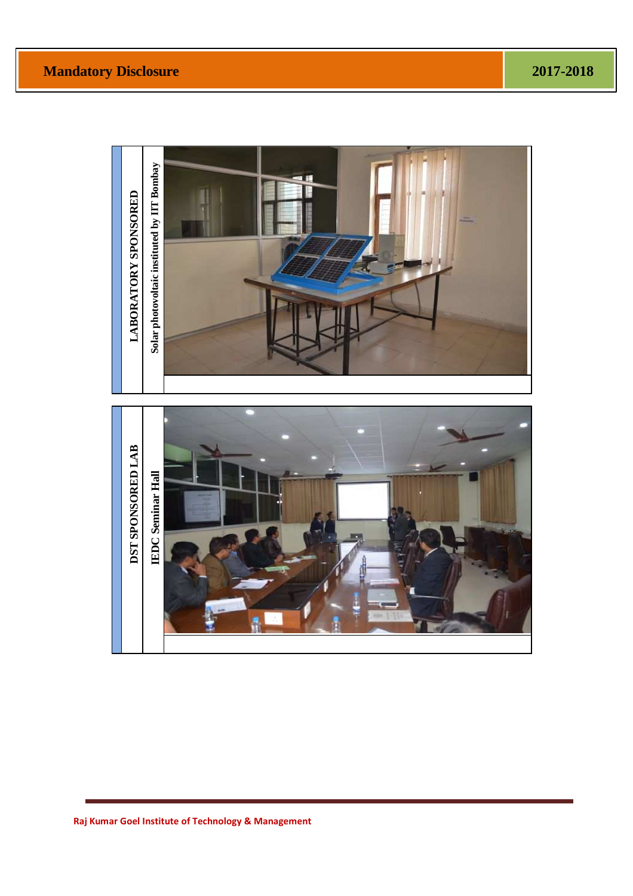| | | |
|---|---|---|
| LABORATORY SPONSORED | Solar photovoltaic instituted by IIT Bombay | |
| DST SPONSORED LAB | IEDC Seminar Hall | |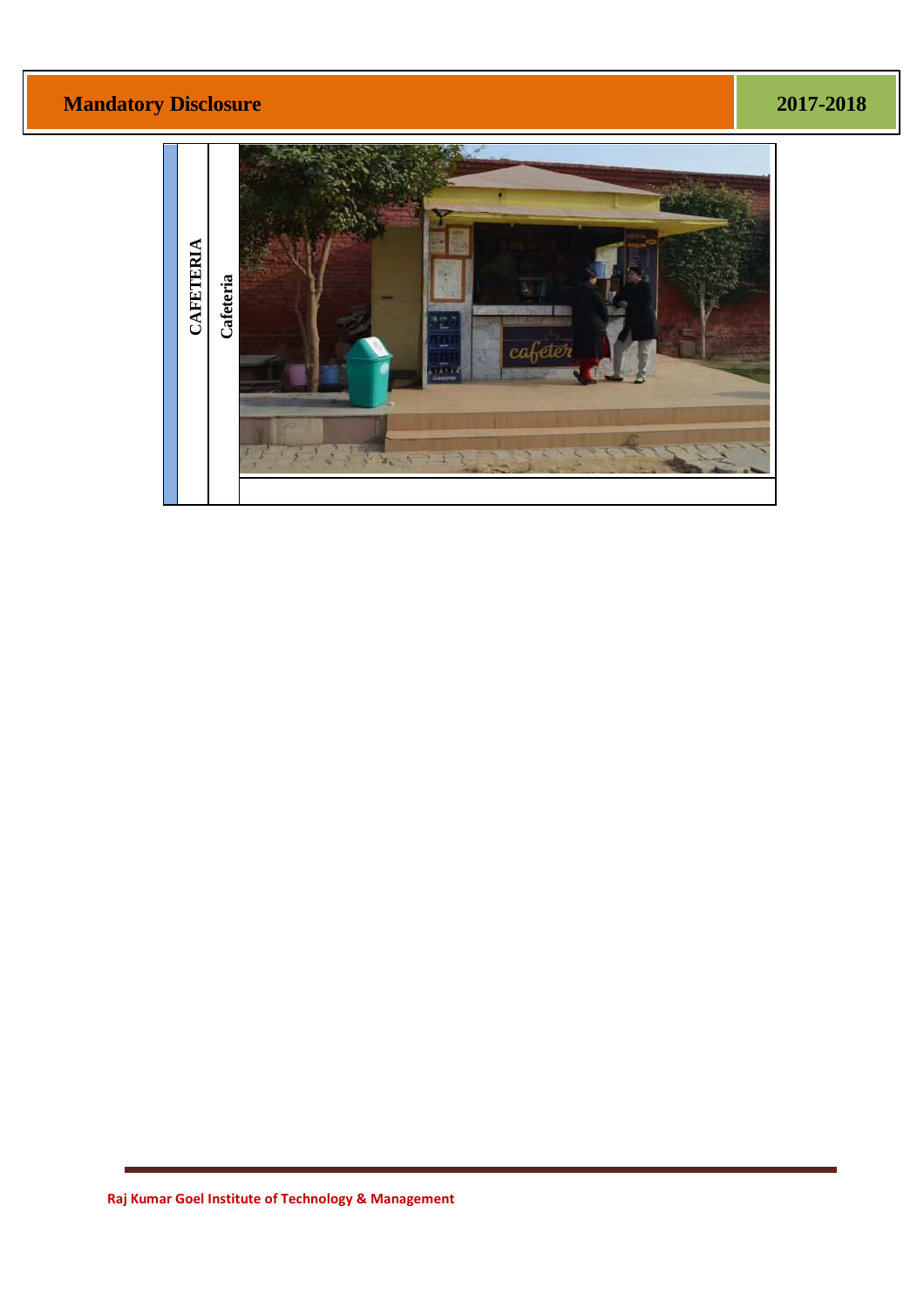| | | |
|---|---|---|
| CAFETERIA | Cafeteria | |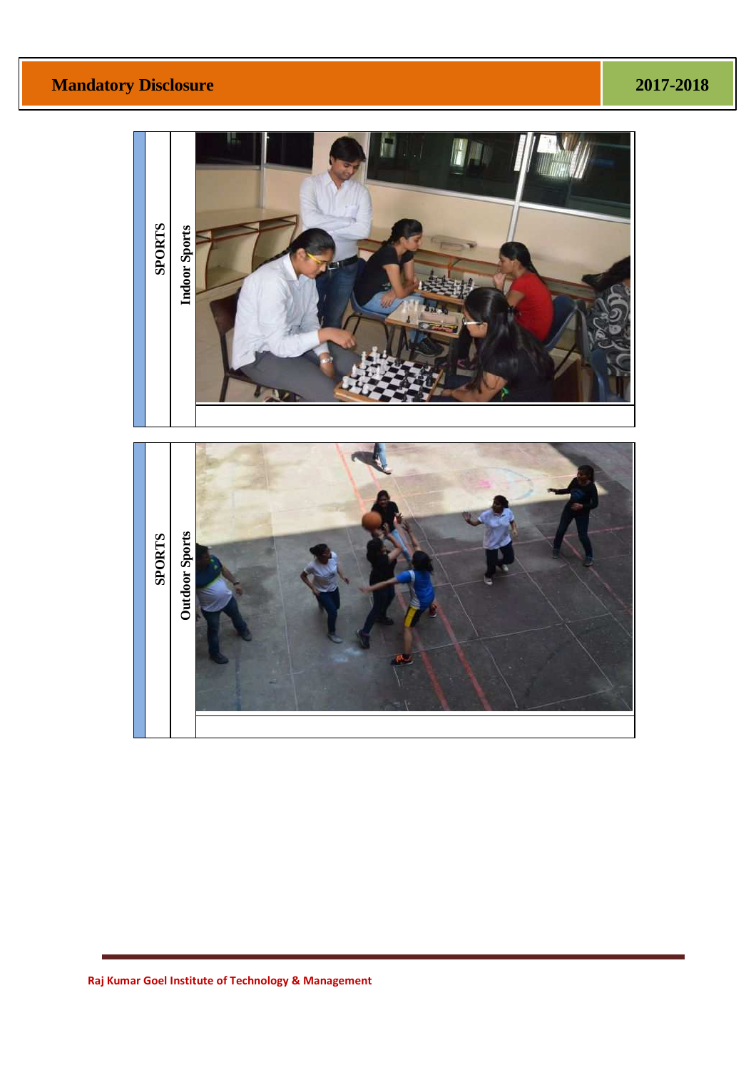| SPORTS | Indoor Sports | |
|---|---|---|

| SPORTS | Outdoor Sports | |
|---|---|---|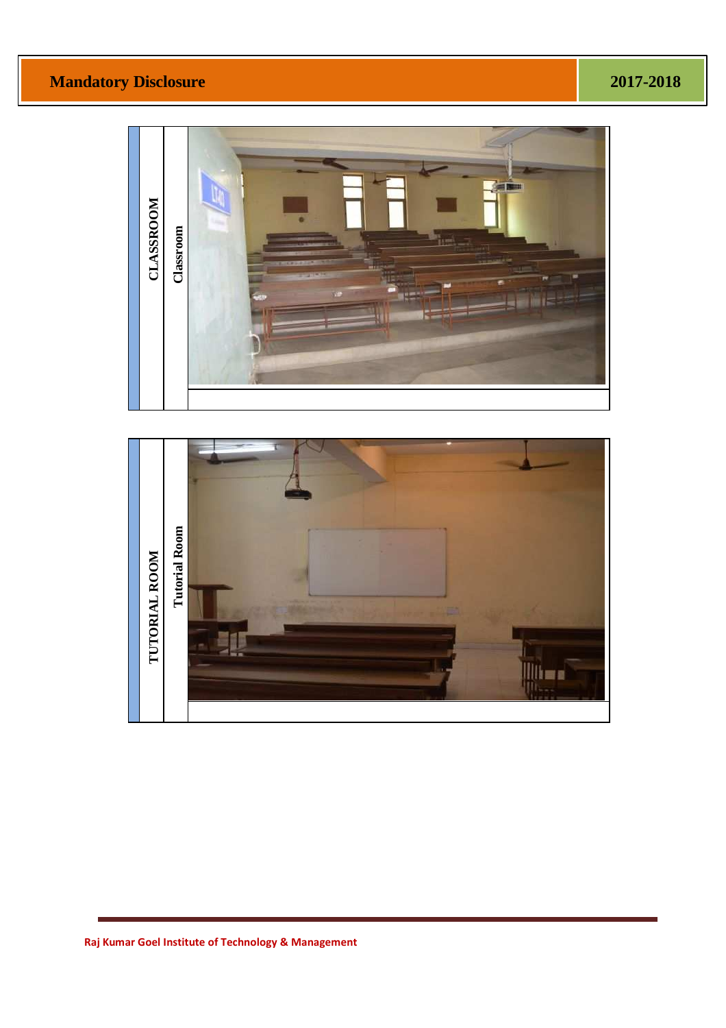| | | |
|---|---|---|
| CLASSROOM | Classroom | |

| | | |
|---|---|---|
| TUTORIAL ROOM | Tutorial Room | |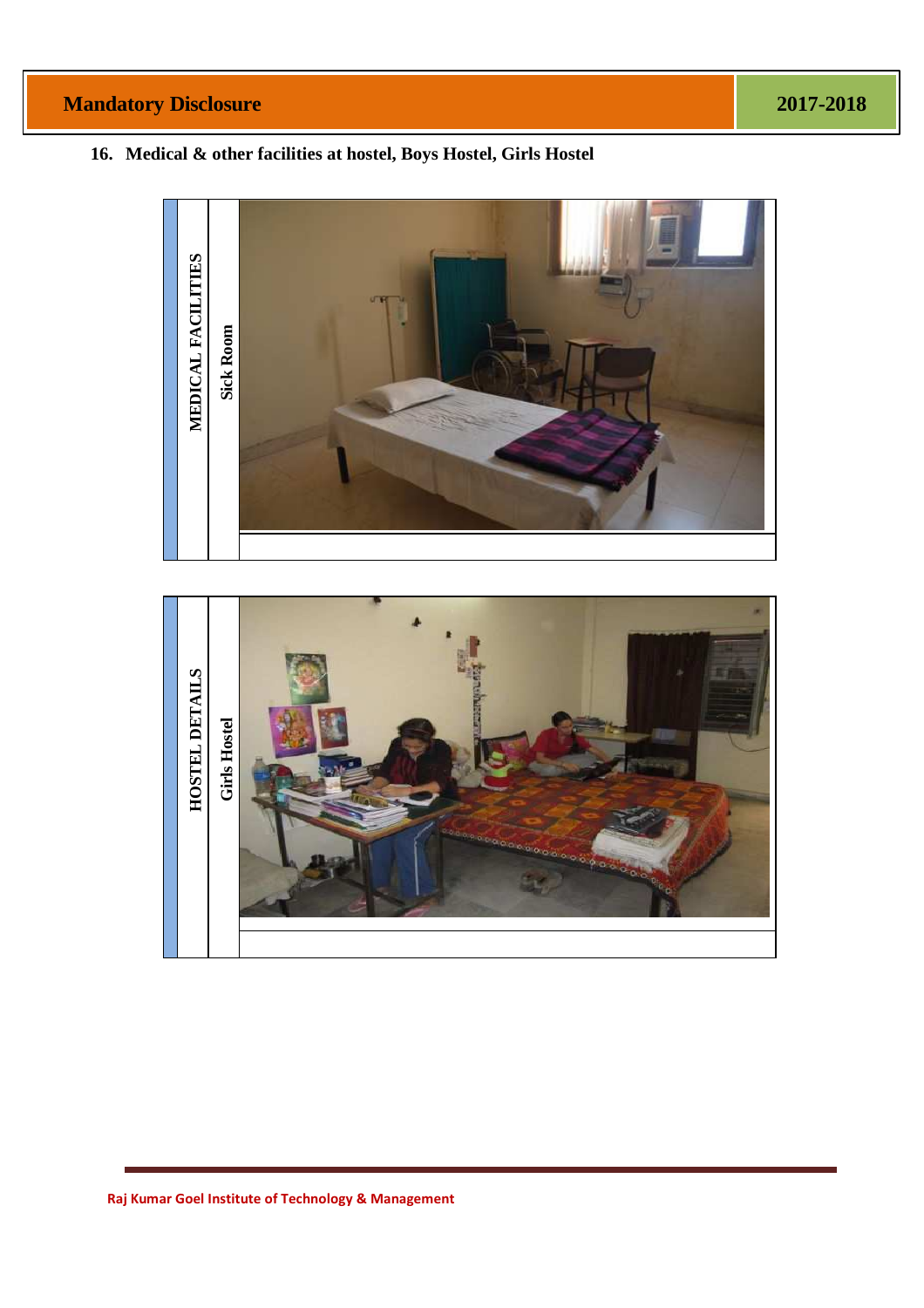## 16. Medical & other facilities at hostel, Boys Hostel, Girls Hostel

**MEDICAL FACILITIES**

**Sick Room**

**HOSTEL DETAILS**

**Girls Hostel**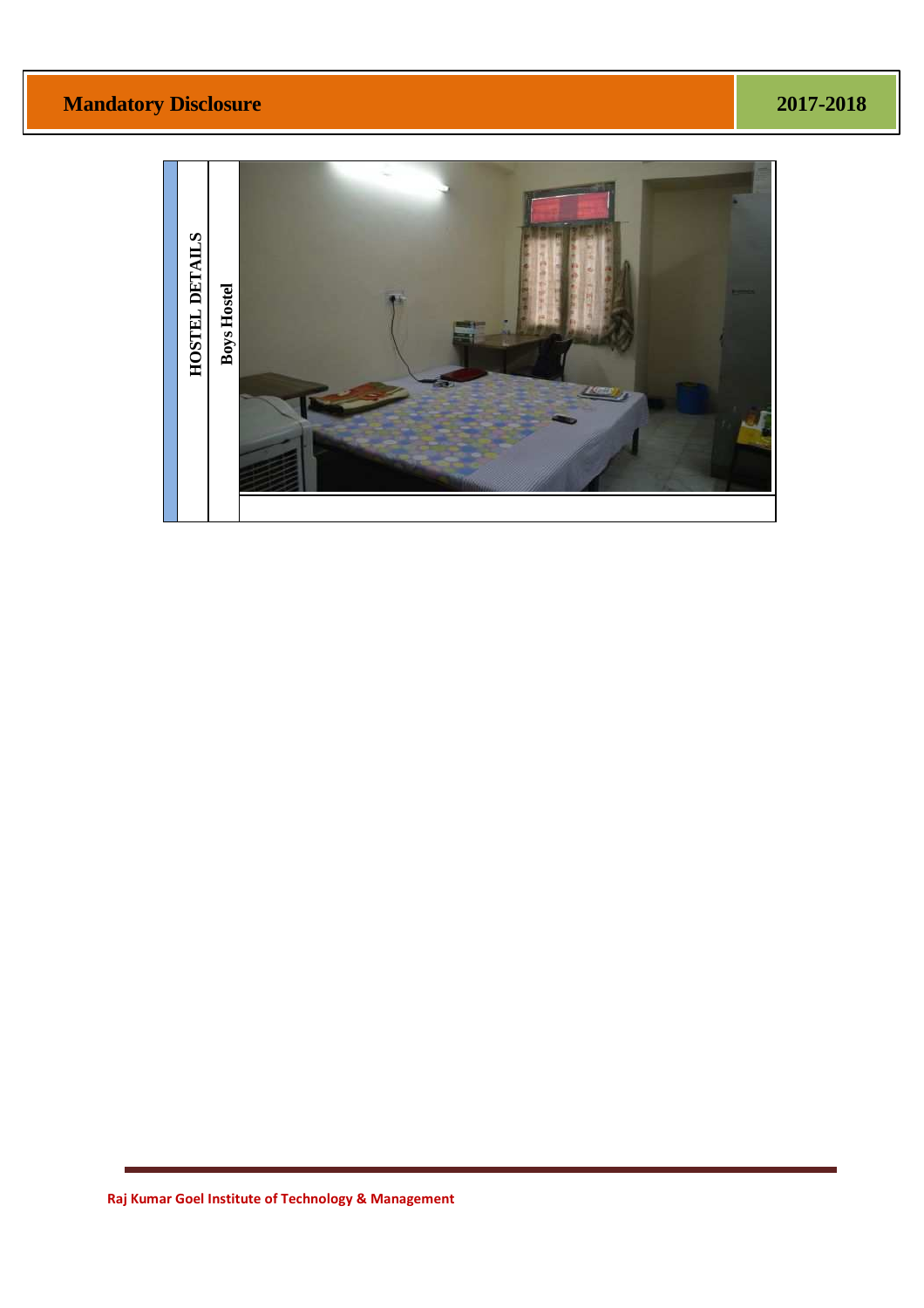| | | |
|---|---|---|
| HOSTEL DETAILS | Boys Hostel | |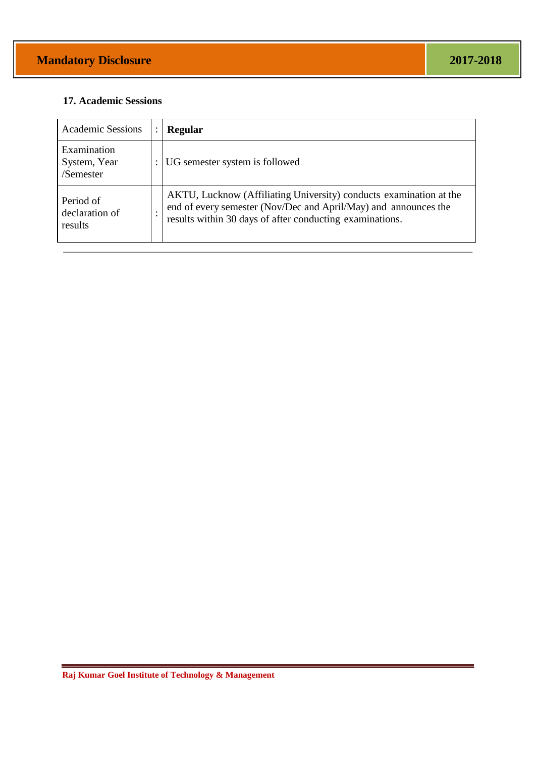### 17. Academic Sessions

| | | |
|---|---|---|
| Academic Sessions | : | **Regular** |
| Examination System, Year /Semester | : | UG semester system is followed |
| Period of declaration of results | : | AKTU, Lucknow (Affiliating University) conducts examination at the end of every semester (Nov/Dec and April/May) and announces the results within 30 days of after conducting examinations. |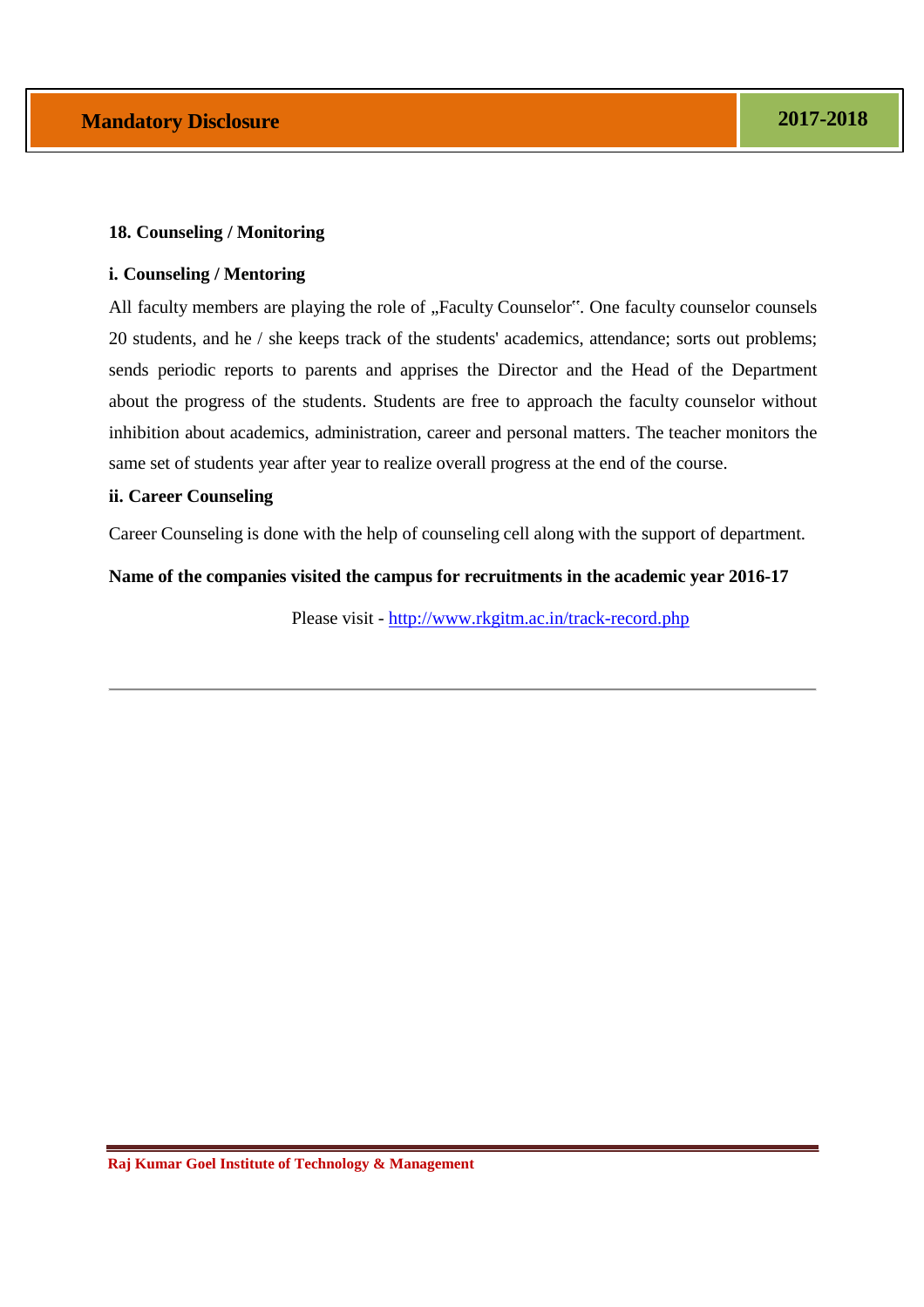## 18. Counseling / Monitoring

### i. Counseling / Mentoring

All faculty members are playing the role of „Faculty Counselor‟. One faculty counselor counsels 20 students, and he / she keeps track of the students' academics, attendance; sorts out problems; sends periodic reports to parents and apprises the Director and the Head of the Department about the progress of the students. Students are free to approach the faculty counselor without inhibition about academics, administration, career and personal matters. The teacher monitors the same set of students year after year to realize overall progress at the end of the course.

### ii. Career Counseling

Career Counseling is done with the help of counseling cell along with the support of department.

**Name of the companies visited the campus for recruitments in the academic year 2016-17**

Please visit - http://www.rkgitm.ac.in/track-record.php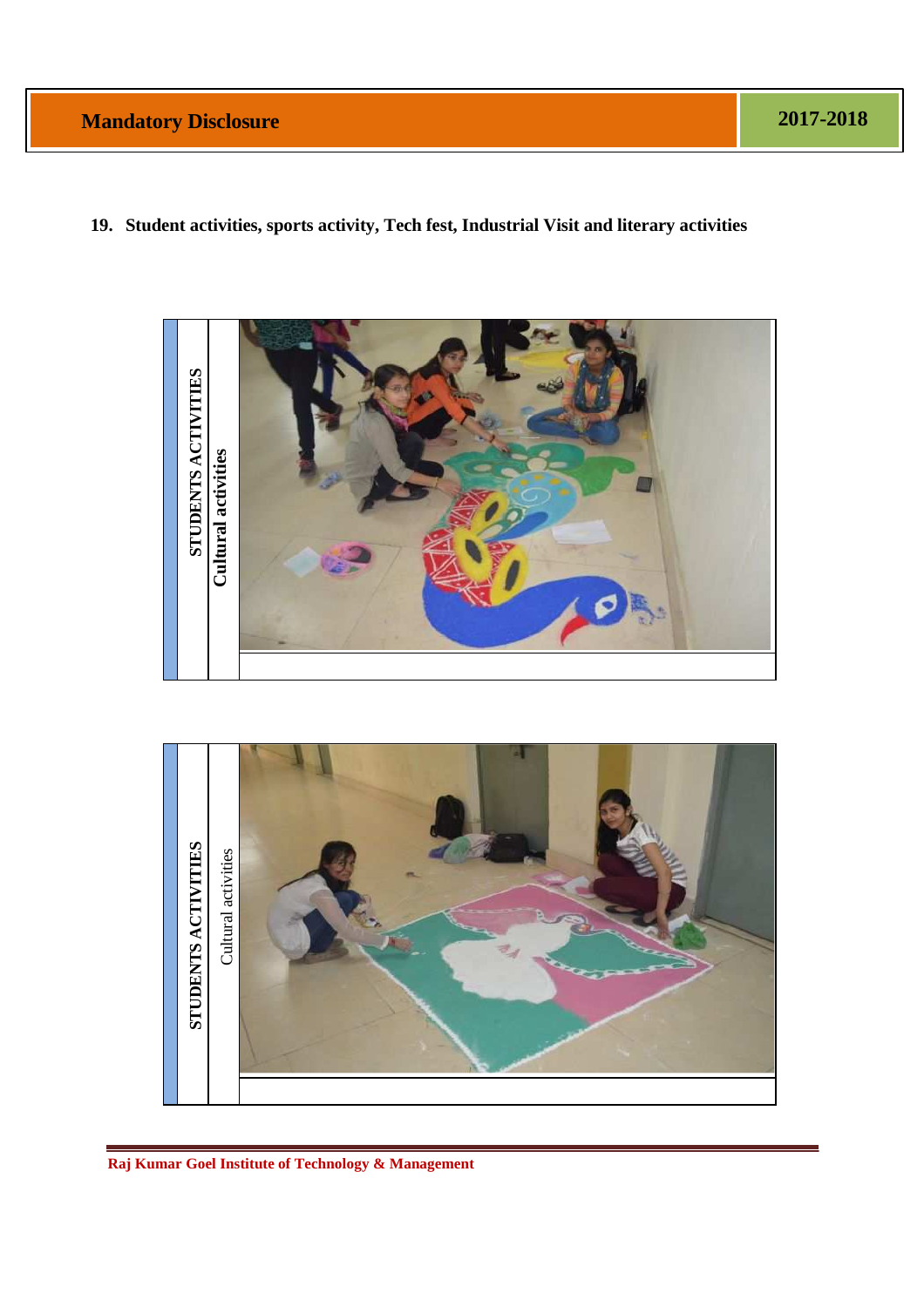19. **Student activities, sports activity, Tech fest, Industrial Visit and literary activities**

| | | |
|---|---|---|
| **STUDENTS ACTIVITIES** | **Cultural activities** | |

| | | |
|---|---|---|
| **STUDENTS ACTIVITIES** | Cultural activities | |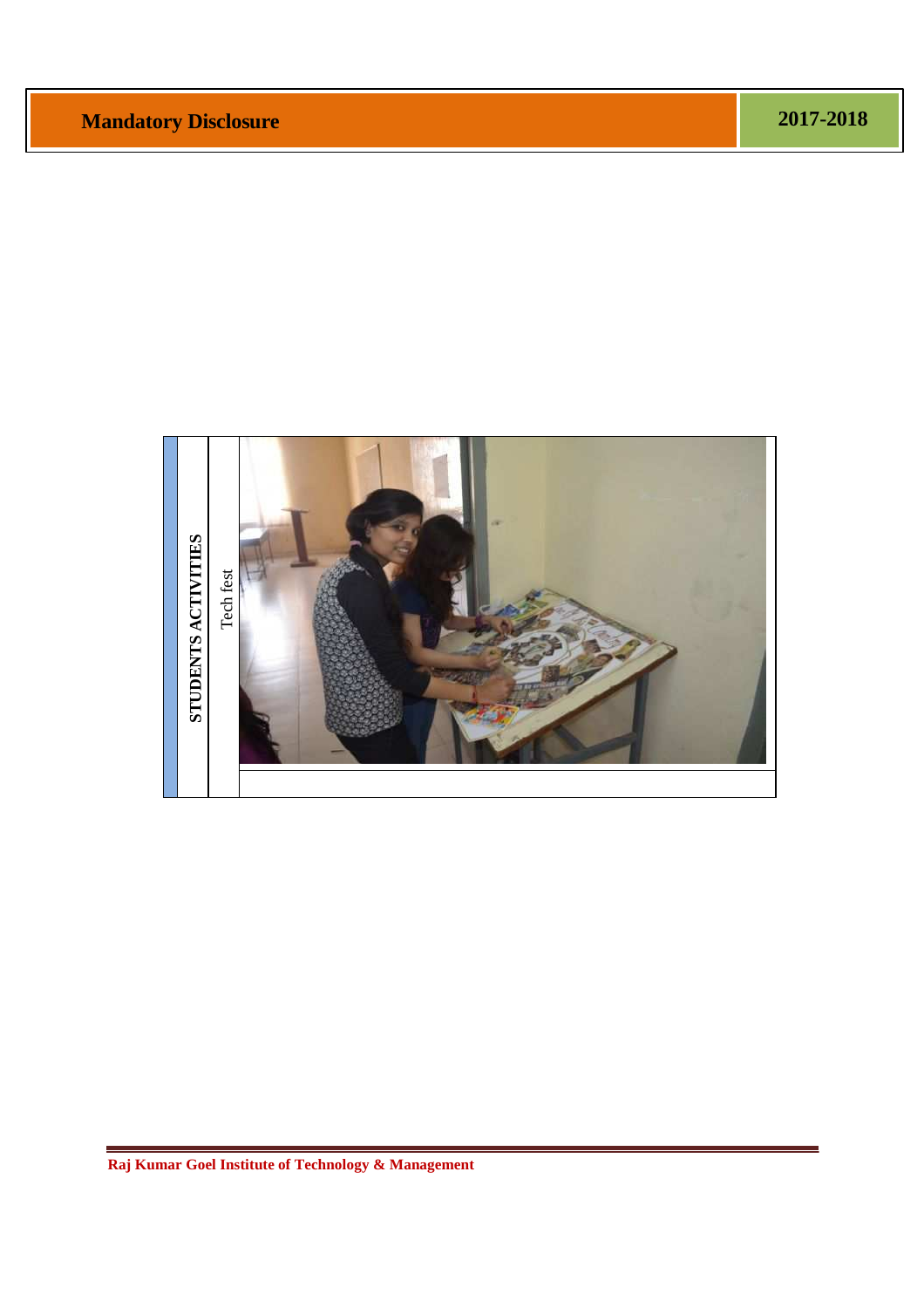| STUDENTS ACTIVITIES | Tech fest | |
|---|---|---|